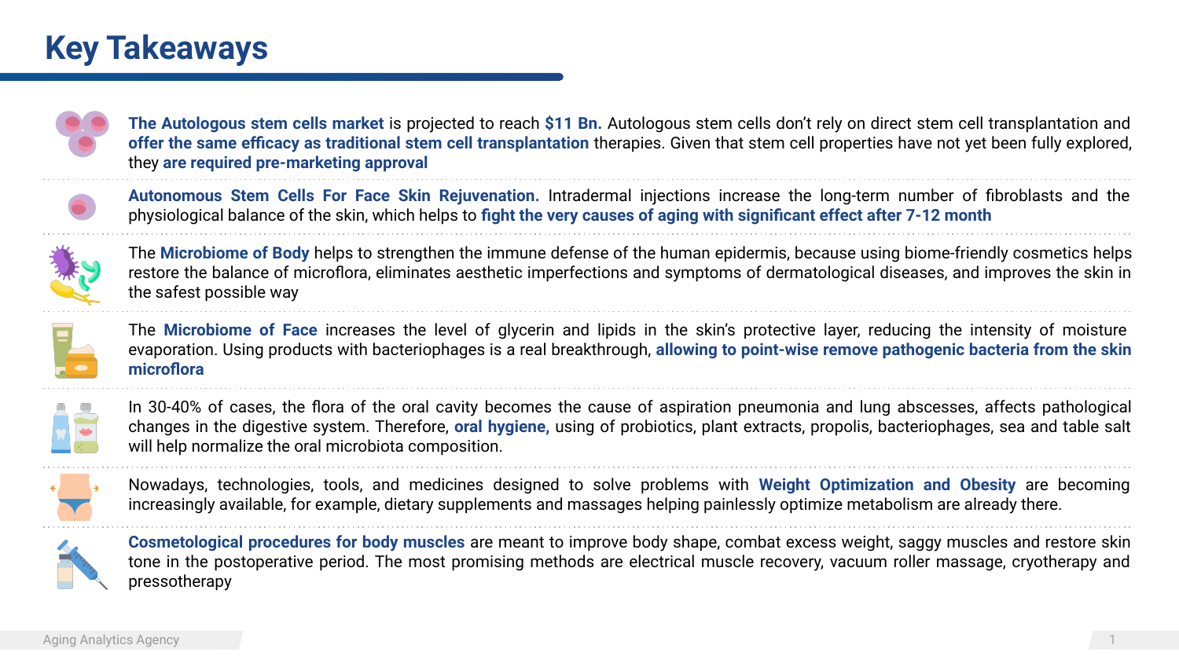# Key Takeaways

**The Autologous stem cells market** is projected to reach **$11 Bn.** Autologous stem cells don't rely on direct stem cell transplantation and **offer the same efficacy as traditional stem cell transplantation** therapies. Given that stem cell properties have not yet been fully explored, they **are required pre-marketing approval**

**Autonomous Stem Cells For Face Skin Rejuvenation.** Intradermal injections increase the long-term number of fibroblasts and the physiological balance of the skin, which helps to **fight the very causes of aging with significant effect after 7-12 month**

The **Microbiome of Body** helps to strengthen the immune defense of the human epidermis, because using biome-friendly cosmetics helps restore the balance of microflora, eliminates aesthetic imperfections and symptoms of dermatological diseases, and improves the skin in the safest possible way

The **Microbiome of Face** increases the level of glycerin and lipids in the skin's protective layer, reducing the intensity of moisture evaporation. Using products with bacteriophages is a real breakthrough, **allowing to point-wise remove pathogenic bacteria from the skin microflora**

In 30-40% of cases, the flora of the oral cavity becomes the cause of aspiration pneumonia and lung abscesses, affects pathological changes in the digestive system. Therefore, **oral hygiene,** using of probiotics, plant extracts, propolis, bacteriophages, sea and table salt will help normalize the oral microbiota composition.

Nowadays, technologies, tools, and medicines designed to solve problems with **Weight Optimization and Obesity** are becoming increasingly available, for example, dietary supplements and massages helping painlessly optimize metabolism are already there.

**Cosmetological procedures for body muscles** are meant to improve body shape, combat excess weight, saggy muscles and restore skin tone in the postoperative period. The most promising methods are electrical muscle recovery, vacuum roller massage, cryotherapy and pressotherapy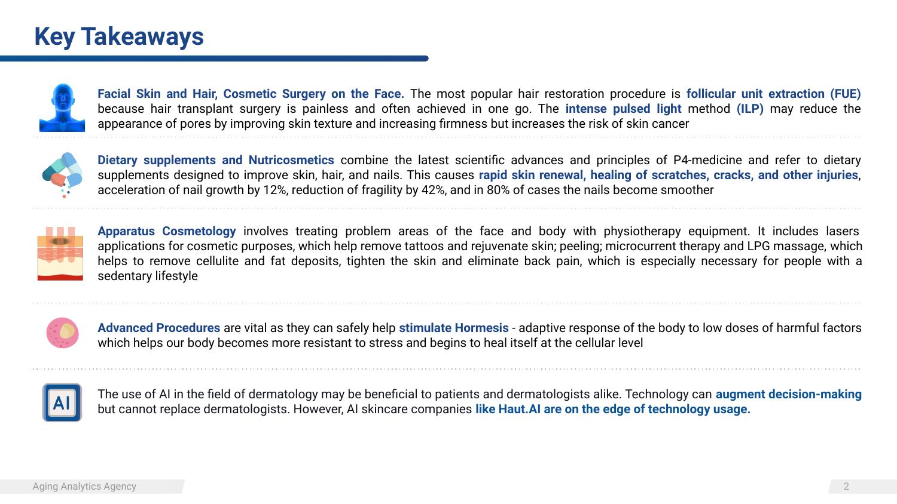# Key Takeaways

**Facial Skin and Hair, Cosmetic Surgery on the Face.** The most popular hair restoration procedure is **follicular unit extraction (FUE)** because hair transplant surgery is painless and often achieved in one go. The **intense pulsed light** method **(ILP)** may reduce the appearance of pores by improving skin texture and increasing firmness but increases the risk of skin cancer

**Dietary supplements and Nutricosmetics** combine the latest scientific advances and principles of P4-medicine and refer to dietary supplements designed to improve skin, hair, and nails. This causes **rapid skin renewal, healing of scratches, cracks, and other injuries**, acceleration of nail growth by 12%, reduction of fragility by 42%, and in 80% of cases the nails become smoother

**Apparatus Cosmetology** involves treating problem areas of the face and body with physiotherapy equipment. It includes lasers applications for cosmetic purposes, which help remove tattoos and rejuvenate skin; peeling; microcurrent therapy and LPG massage, which helps to remove cellulite and fat deposits, tighten the skin and eliminate back pain, which is especially necessary for people with a sedentary lifestyle

**Advanced Procedures** are vital as they can safely help **stimulate Hormesis** - adaptive response of the body to low doses of harmful factors which helps our body becomes more resistant to stress and begins to heal itself at the cellular level

The use of AI in the field of dermatology may be beneficial to patients and dermatologists alike. Technology can **augment decision-making** but cannot replace dermatologists. However, AI skincare companies **like Haut.AI are on the edge of technology usage.**